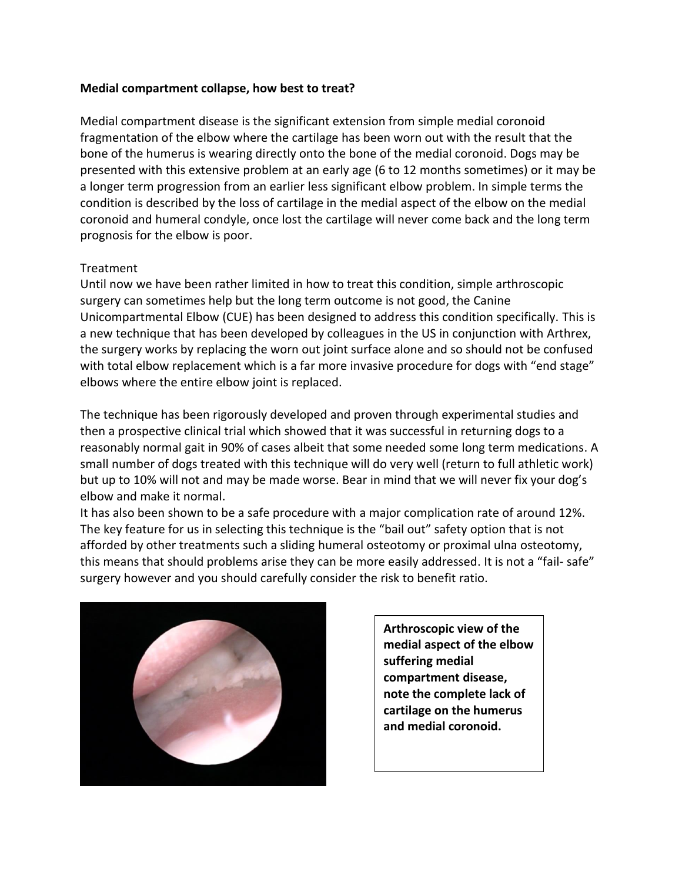**Medial compartment collapse, how best to treat?**

Medial compartment disease is the significant extension from simple medial coronoid fragmentation of the elbow where the cartilage has been worn out with the result that the bone of the humerus is wearing directly onto the bone of the medial coronoid. Dogs may be presented with this extensive problem at an early age (6 to 12 months sometimes) or it may be a longer term progression from an earlier less significant elbow problem. In simple terms the condition is described by the loss of cartilage in the medial aspect of the elbow on the medial coronoid and humeral condyle, once lost the cartilage will never come back and the long term prognosis for the elbow is poor.

Treatment

Until now we have been rather limited in how to treat this condition, simple arthroscopic surgery can sometimes help but the long term outcome is not good, the Canine Unicompartmental Elbow (CUE) has been designed to address this condition specifically. This is a new technique that has been developed by colleagues in the US in conjunction with Arthrex, the surgery works by replacing the worn out joint surface alone and so should not be confused with total elbow replacement which is a far more invasive procedure for dogs with "end stage" elbows where the entire elbow joint is replaced.

The technique has been rigorously developed and proven through experimental studies and then a prospective clinical trial which showed that it was successful in returning dogs to a reasonably normal gait in 90% of cases albeit that some needed some long term medications. A small number of dogs treated with this technique will do very well (return to full athletic work) but up to 10% will not and may be made worse. Bear in mind that we will never fix your dog's elbow and make it normal.

It has also been shown to be a safe procedure with a major complication rate of around 12%. The key feature for us in selecting this technique is the "bail out" safety option that is not afforded by other treatments such a sliding humeral osteotomy or proximal ulna osteotomy, this means that should problems arise they can be more easily addressed. It is not a "fail- safe" surgery however and you should carefully consider the risk to benefit ratio.

**Arthroscopic view of the medial aspect of the elbow suffering medial compartment disease, note the complete lack of cartilage on the humerus and medial coronoid.**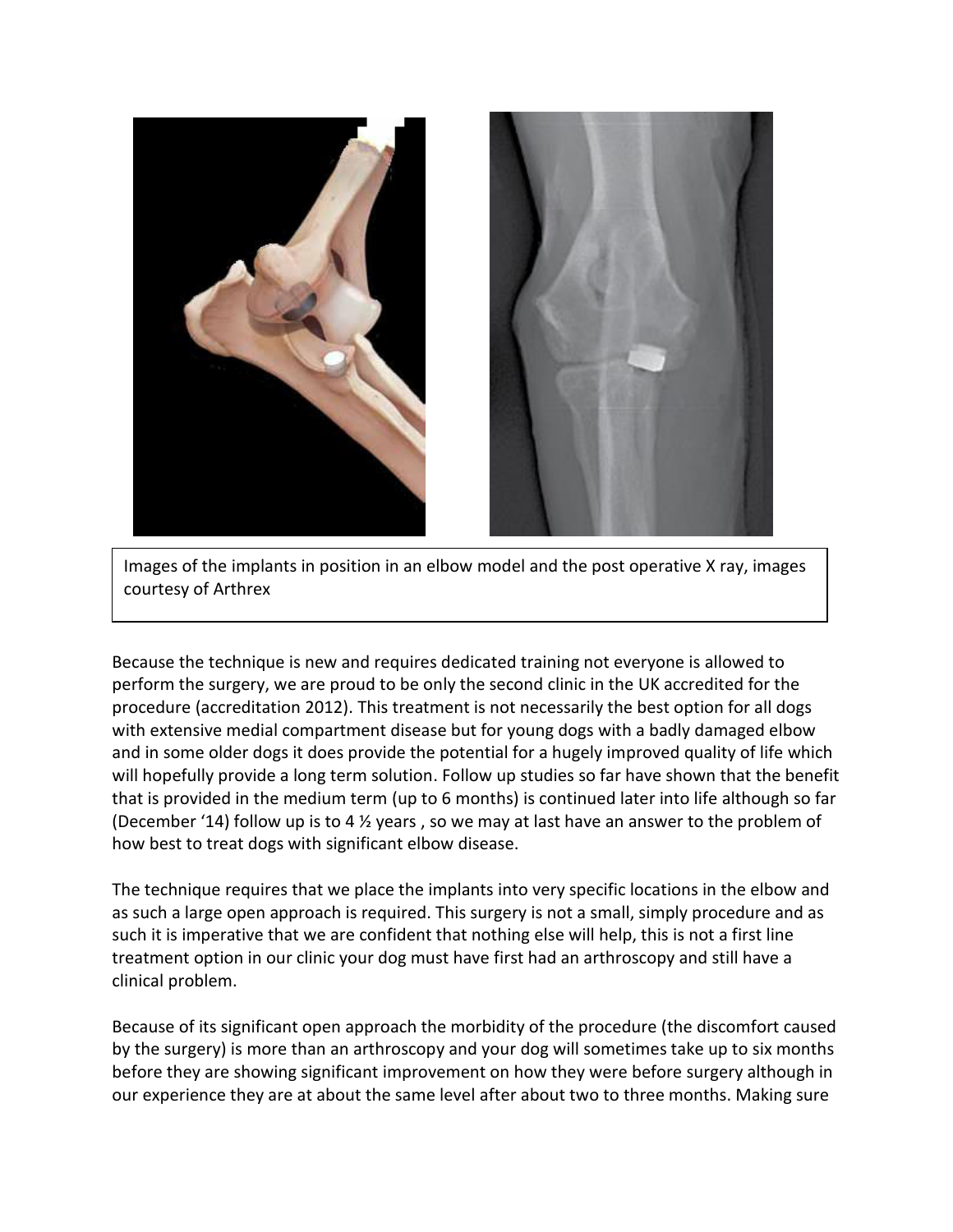Images of the implants in position in an elbow model and the post operative X ray, images courtesy of Arthrex

Because the technique is new and requires dedicated training not everyone is allowed to perform the surgery, we are proud to be only the second clinic in the UK accredited for the procedure (accreditation 2012). This treatment is not necessarily the best option for all dogs with extensive medial compartment disease but for young dogs with a badly damaged elbow and in some older dogs it does provide the potential for a hugely improved quality of life which will hopefully provide a long term solution. Follow up studies so far have shown that the benefit that is provided in the medium term (up to 6 months) is continued later into life although so far (December '14) follow up is to 4 ½ years , so we may at last have an answer to the problem of how best to treat dogs with significant elbow disease.

The technique requires that we place the implants into very specific locations in the elbow and as such a large open approach is required. This surgery is not a small, simply procedure and as such it is imperative that we are confident that nothing else will help, this is not a first line treatment option in our clinic your dog must have first had an arthroscopy and still have a clinical problem.

Because of its significant open approach the morbidity of the procedure (the discomfort caused by the surgery) is more than an arthroscopy and your dog will sometimes take up to six months before they are showing significant improvement on how they were before surgery although in our experience they are at about the same level after about two to three months. Making sure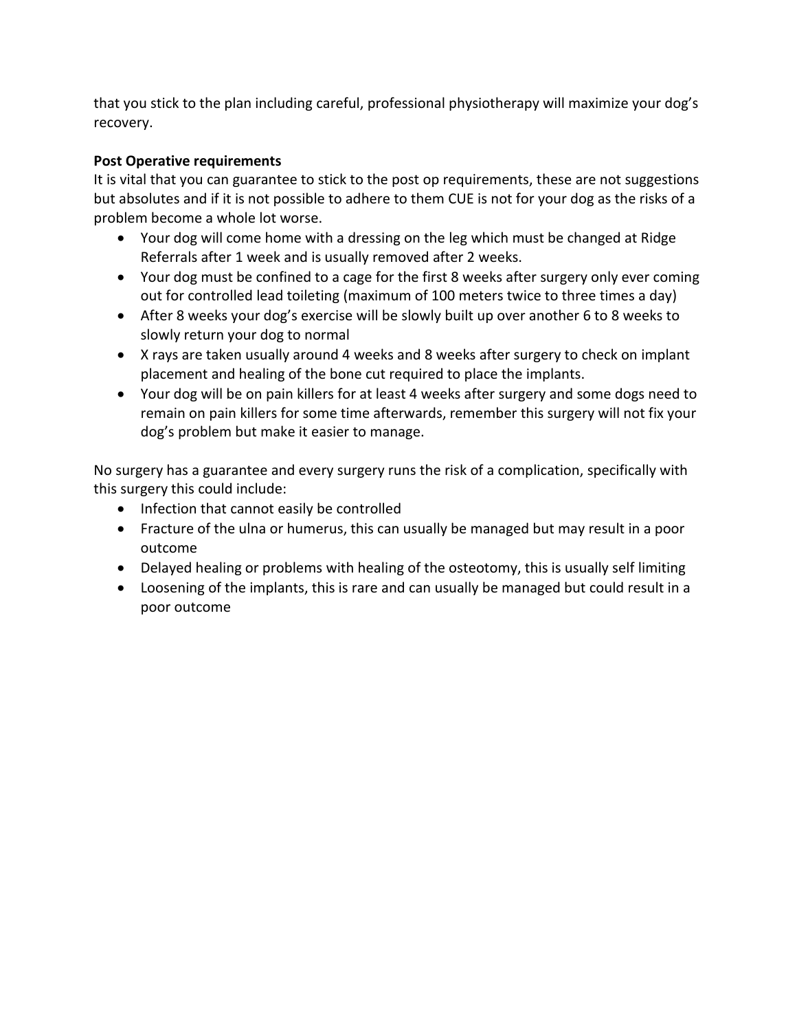that you stick to the plan including careful, professional physiotherapy will maximize your dog's recovery.

**Post Operative requirements**

It is vital that you can guarantee to stick to the post op requirements, these are not suggestions but absolutes and if it is not possible to adhere to them CUE is not for your dog as the risks of a problem become a whole lot worse.

- Your dog will come home with a dressing on the leg which must be changed at Ridge Referrals after 1 week and is usually removed after 2 weeks.
- Your dog must be confined to a cage for the first 8 weeks after surgery only ever coming out for controlled lead toileting (maximum of 100 meters twice to three times a day)
- After 8 weeks your dog's exercise will be slowly built up over another 6 to 8 weeks to slowly return your dog to normal
- X rays are taken usually around 4 weeks and 8 weeks after surgery to check on implant placement and healing of the bone cut required to place the implants.
- Your dog will be on pain killers for at least 4 weeks after surgery and some dogs need to remain on pain killers for some time afterwards, remember this surgery will not fix your dog's problem but make it easier to manage.

No surgery has a guarantee and every surgery runs the risk of a complication, specifically with this surgery this could include:

- Infection that cannot easily be controlled
- Fracture of the ulna or humerus, this can usually be managed but may result in a poor outcome
- Delayed healing or problems with healing of the osteotomy, this is usually self limiting
- Loosening of the implants, this is rare and can usually be managed but could result in a poor outcome